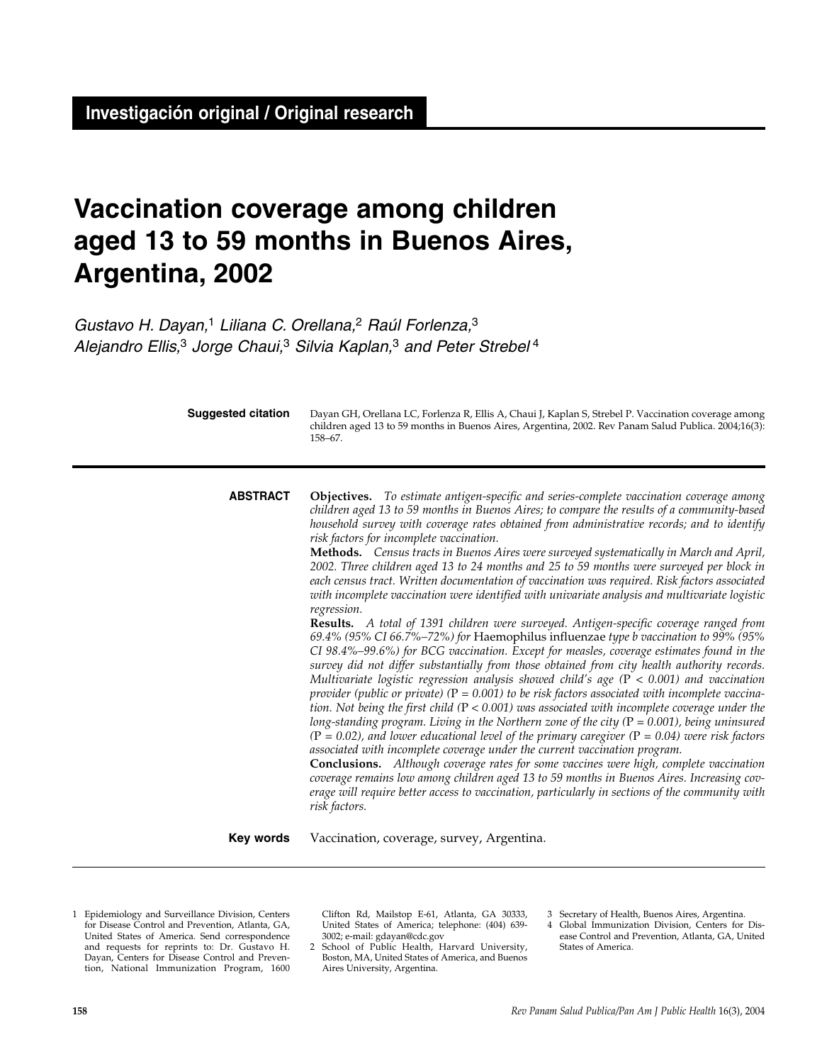Investigación original / Original research

# Vaccination coverage among children aged 13 to 59 months in Buenos Aires, Argentina, 2002

*Gustavo H. Dayan,*[1] *Liliana C. Orellana,*[2] *Raúl Forlenza,*[3] *Alejandro Ellis,*[3] *Jorge Chaui,*[3] *Silvia Kaplan,*[3] *and Peter Strebel*[4]

**Suggested citation** Dayan GH, Orellana LC, Forlenza R, Ellis A, Chaui J, Kaplan S, Strebel P. Vaccination coverage among children aged 13 to 59 months in Buenos Aires, Argentina, 2002. Rev Panam Salud Publica. 2004;16(3): 158–67.

**ABSTRACT**

**Objectives.** *To estimate antigen-specific and series-complete vaccination coverage among children aged 13 to 59 months in Buenos Aires; to compare the results of a community-based household survey with coverage rates obtained from administrative records; and to identify risk factors for incomplete vaccination.*

**Methods.** *Census tracts in Buenos Aires were surveyed systematically in March and April, 2002. Three children aged 13 to 24 months and 25 to 59 months were surveyed per block in each census tract. Written documentation of vaccination was required. Risk factors associated with incomplete vaccination were identified with univariate analysis and multivariate logistic regression.*

**Results.** *A total of 1391 children were surveyed. Antigen-specific coverage ranged from 69.4% (95% CI 66.7%–72%) for* Haemophilus influenzae *type b vaccination to 99% (95% CI 98.4%–99.6%) for BCG vaccination. Except for measles, coverage estimates found in the survey did not differ substantially from those obtained from city health authority records. Multivariate logistic regression analysis showed child's age (*P *< 0.001) and vaccination provider (public or private) (*P *= 0.001) to be risk factors associated with incomplete vaccination. Not being the first child (*P *< 0.001) was associated with incomplete coverage under the long-standing program. Living in the Northern zone of the city (*P *= 0.001), being uninsured (*P *= 0.02), and lower educational level of the primary caregiver (*P *= 0.04) were risk factors associated with incomplete coverage under the current vaccination program.*

**Conclusions.** *Although coverage rates for some vaccines were high, complete vaccination coverage remains low among children aged 13 to 59 months in Buenos Aires. Increasing coverage will require better access to vaccination, particularly in sections of the community with risk factors.*

**Key words** Vaccination, coverage, survey, Argentina.

---

1 Epidemiology and Surveillance Division, Centers for Disease Control and Prevention, Atlanta, GA, United States of America. Send correspondence and requests for reprints to: Dr. Gustavo H. Dayan, Centers for Disease Control and Prevention, National Immunization Program, 1600 Clifton Rd, Mailstop E-61, Atlanta, GA 30333, United States of America; telephone: (404) 639-3002; e-mail: gdayan@cdc.gov

2 School of Public Health, Harvard University, Boston, MA, United States of America, and Buenos Aires University, Argentina.

3 Secretary of Health, Buenos Aires, Argentina.

4 Global Immunization Division, Centers for Disease Control and Prevention, Atlanta, GA, United States of America.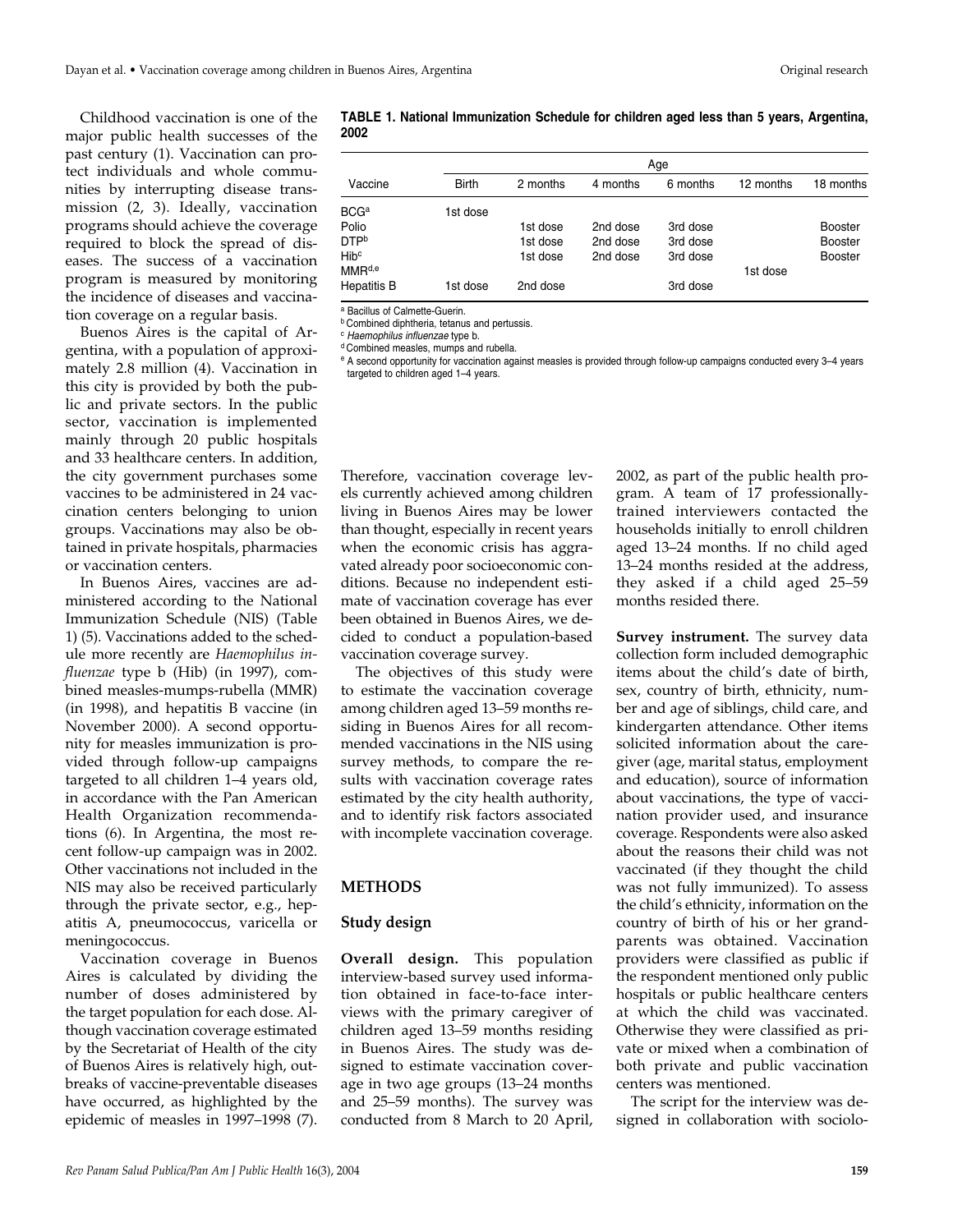Childhood vaccination is one of the major public health successes of the past century (1). Vaccination can protect individuals and whole communities by interrupting disease transmission (2, 3). Ideally, vaccination programs should achieve the coverage required to block the spread of diseases. The success of a vaccination program is measured by monitoring the incidence of diseases and vaccination coverage on a regular basis.

Buenos Aires is the capital of Argentina, with a population of approximately 2.8 million (4). Vaccination in this city is provided by both the public and private sectors. In the public sector, vaccination is implemented mainly through 20 public hospitals and 33 healthcare centers. In addition, the city government purchases some vaccines to be administered in 24 vaccination centers belonging to union groups. Vaccinations may also be obtained in private hospitals, pharmacies or vaccination centers.

In Buenos Aires, vaccines are administered according to the National Immunization Schedule (NIS) (Table 1) (5). Vaccinations added to the schedule more recently are *Haemophilus influenzae* type b (Hib) (in 1997), combined measles-mumps-rubella (MMR) (in 1998), and hepatitis B vaccine (in November 2000). A second opportunity for measles immunization is provided through follow-up campaigns targeted to all children 1–4 years old, in accordance with the Pan American Health Organization recommendations (6). In Argentina, the most recent follow-up campaign was in 2002. Other vaccinations not included in the NIS may also be received particularly through the private sector, e.g., hepatitis A, pneumococcus, varicella or meningococcus.

Vaccination coverage in Buenos Aires is calculated by dividing the number of doses administered by the target population for each dose. Although vaccination coverage estimated by the Secretariat of Health of the city of Buenos Aires is relatively high, outbreaks of vaccine-preventable diseases have occurred, as highlighted by the epidemic of measles in 1997–1998 (7).

**TABLE 1. National Immunization Schedule for children aged less than 5 years, Argentina, 2002**

| Vaccine | Age | | | | | |
|---|---|---|---|---|---|---|
| | Birth | 2 months | 4 months | 6 months | 12 months | 18 months |
| BCG[a] | 1st dose | | | | | |
| Polio | | 1st dose | 2nd dose | 3rd dose | | Booster |
| DTP[b] | | 1st dose | 2nd dose | 3rd dose | | Booster |
| Hib[c] | | 1st dose | 2nd dose | 3rd dose | | Booster |
| MMR[d,e] | | | | | 1st dose | |
| Hepatitis B | 1st dose | 2nd dose | | 3rd dose | | |

[a] Bacillus of Calmette-Guerin.
[b] Combined diphtheria, tetanus and pertussis.
[c] *Haemophilus influenzae* type b.
[d] Combined measles, mumps and rubella.
[e] A second opportunity for vaccination against measles is provided through follow-up campaigns conducted every 3–4 years targeted to children aged 1–4 years.

Therefore, vaccination coverage levels currently achieved among children living in Buenos Aires may be lower than thought, especially in recent years when the economic crisis has aggravated already poor socioeconomic conditions. Because no independent estimate of vaccination coverage has ever been obtained in Buenos Aires, we decided to conduct a population-based vaccination coverage survey.

The objectives of this study were to estimate the vaccination coverage among children aged 13–59 months residing in Buenos Aires for all recommended vaccinations in the NIS using survey methods, to compare the results with vaccination coverage rates estimated by the city health authority, and to identify risk factors associated with incomplete vaccination coverage.

## METHODS

### Study design

**Overall design.** This population interview-based survey used information obtained in face-to-face interviews with the primary caregiver of children aged 13–59 months residing in Buenos Aires. The study was designed to estimate vaccination coverage in two age groups (13–24 months and 25–59 months). The survey was conducted from 8 March to 20 April, 2002, as part of the public health program. A team of 17 professionally-trained interviewers contacted the households initially to enroll children aged 13–24 months. If no child aged 13–24 months resided at the address, they asked if a child aged 25–59 months resided there.

**Survey instrument.** The survey data collection form included demographic items about the child's date of birth, sex, country of birth, ethnicity, number and age of siblings, child care, and kindergarten attendance. Other items solicited information about the caregiver (age, marital status, employment and education), source of information about vaccinations, the type of vaccination provider used, and insurance coverage. Respondents were also asked about the reasons their child was not vaccinated (if they thought the child was not fully immunized). To assess the child's ethnicity, information on the country of birth of his or her grandparents was obtained. Vaccination providers were classified as public if the respondent mentioned only public hospitals or public healthcare centers at which the child was vaccinated. Otherwise they were classified as private or mixed when a combination of both private and public vaccination centers was mentioned.

The script for the interview was designed in collaboration with sociolo-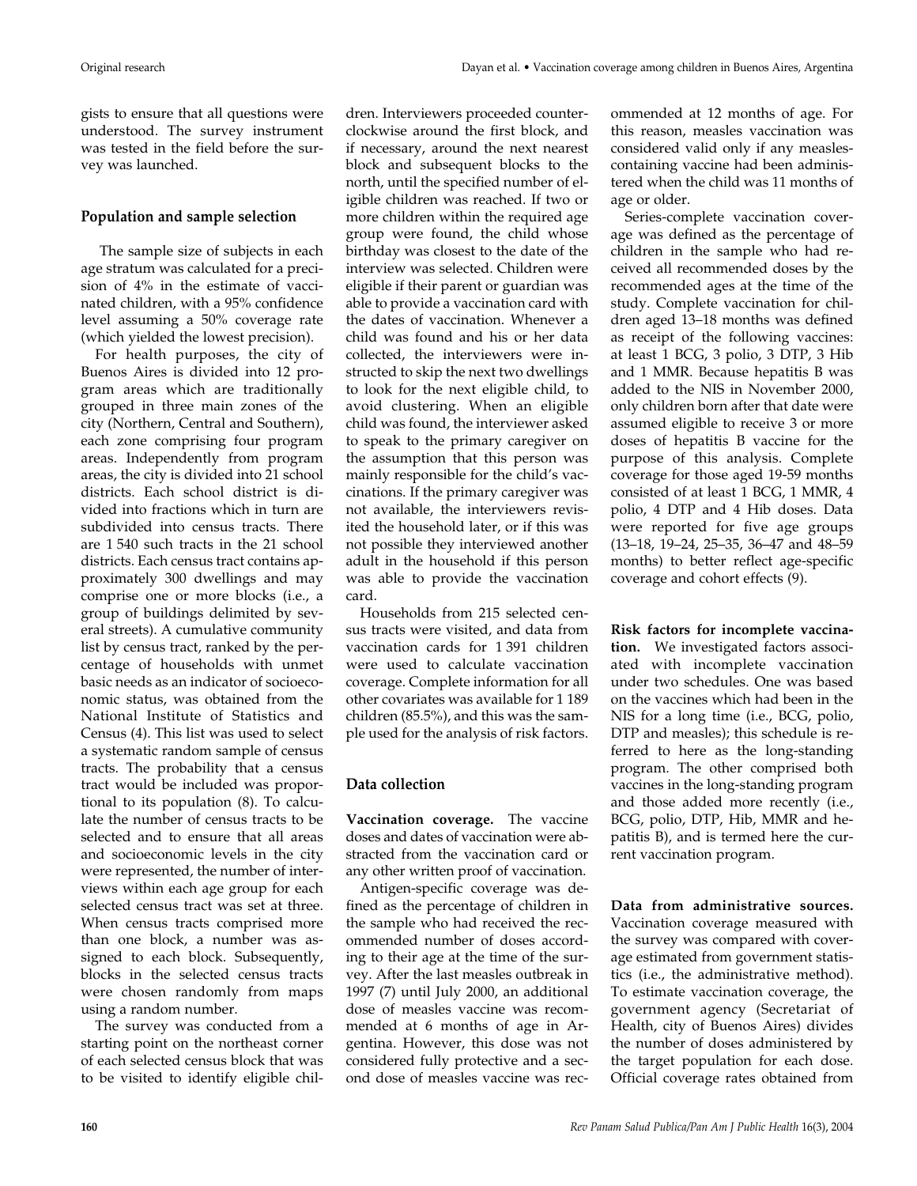gists to ensure that all questions were understood. The survey instrument was tested in the field before the survey was launched.

### Population and sample selection

The sample size of subjects in each age stratum was calculated for a precision of 4% in the estimate of vaccinated children, with a 95% confidence level assuming a 50% coverage rate (which yielded the lowest precision).

For health purposes, the city of Buenos Aires is divided into 12 program areas which are traditionally grouped in three main zones of the city (Northern, Central and Southern), each zone comprising four program areas. Independently from program areas, the city is divided into 21 school districts. Each school district is divided into fractions which in turn are subdivided into census tracts. There are 1 540 such tracts in the 21 school districts. Each census tract contains approximately 300 dwellings and may comprise one or more blocks (i.e., a group of buildings delimited by several streets). A cumulative community list by census tract, ranked by the percentage of households with unmet basic needs as an indicator of socioeconomic status, was obtained from the National Institute of Statistics and Census (4). This list was used to select a systematic random sample of census tracts. The probability that a census tract would be included was proportional to its population (8). To calculate the number of census tracts to be selected and to ensure that all areas and socioeconomic levels in the city were represented, the number of interviews within each age group for each selected census tract was set at three. When census tracts comprised more than one block, a number was assigned to each block. Subsequently, blocks in the selected census tracts were chosen randomly from maps using a random number.

The survey was conducted from a starting point on the northeast corner of each selected census block that was to be visited to identify eligible children. Interviewers proceeded counterclockwise around the first block, and if necessary, around the next nearest block and subsequent blocks to the north, until the specified number of eligible children was reached. If two or more children within the required age group were found, the child whose birthday was closest to the date of the interview was selected. Children were eligible if their parent or guardian was able to provide a vaccination card with the dates of vaccination. Whenever a child was found and his or her data collected, the interviewers were instructed to skip the next two dwellings to look for the next eligible child, to avoid clustering. When an eligible child was found, the interviewer asked to speak to the primary caregiver on the assumption that this person was mainly responsible for the child's vaccinations. If the primary caregiver was not available, the interviewers revisited the household later, or if this was not possible they interviewed another adult in the household if this person was able to provide the vaccination card.

Households from 215 selected census tracts were visited, and data from vaccination cards for 1 391 children were used to calculate vaccination coverage. Complete information for all other covariates was available for 1 189 children (85.5%), and this was the sample used for the analysis of risk factors.

### Data collection

**Vaccination coverage.** The vaccine doses and dates of vaccination were abstracted from the vaccination card or any other written proof of vaccination.

Antigen-specific coverage was defined as the percentage of children in the sample who had received the recommended number of doses according to their age at the time of the survey. After the last measles outbreak in 1997 (7) until July 2000, an additional dose of measles vaccine was recommended at 6 months of age in Argentina. However, this dose was not considered fully protective and a second dose of measles vaccine was recommended at 12 months of age. For this reason, measles vaccination was considered valid only if any measles-containing vaccine had been administered when the child was 11 months of age or older.

Series-complete vaccination coverage was defined as the percentage of children in the sample who had received all recommended doses by the recommended ages at the time of the study. Complete vaccination for children aged 13–18 months was defined as receipt of the following vaccines: at least 1 BCG, 3 polio, 3 DTP, 3 Hib and 1 MMR. Because hepatitis B was added to the NIS in November 2000, only children born after that date were assumed eligible to receive 3 or more doses of hepatitis B vaccine for the purpose of this analysis. Complete coverage for those aged 19-59 months consisted of at least 1 BCG, 1 MMR, 4 polio, 4 DTP and 4 Hib doses. Data were reported for five age groups (13–18, 19–24, 25–35, 36–47 and 48–59 months) to better reflect age-specific coverage and cohort effects (9).

**Risk factors for incomplete vaccination.** We investigated factors associated with incomplete vaccination under two schedules. One was based on the vaccines which had been in the NIS for a long time (i.e., BCG, polio, DTP and measles); this schedule is referred to here as the long-standing program. The other comprised both vaccines in the long-standing program and those added more recently (i.e., BCG, polio, DTP, Hib, MMR and hepatitis B), and is termed here the current vaccination program.

**Data from administrative sources.** Vaccination coverage measured with the survey was compared with coverage estimated from government statistics (i.e., the administrative method). To estimate vaccination coverage, the government agency (Secretariat of Health, city of Buenos Aires) divides the number of doses administered by the target population for each dose. Official coverage rates obtained from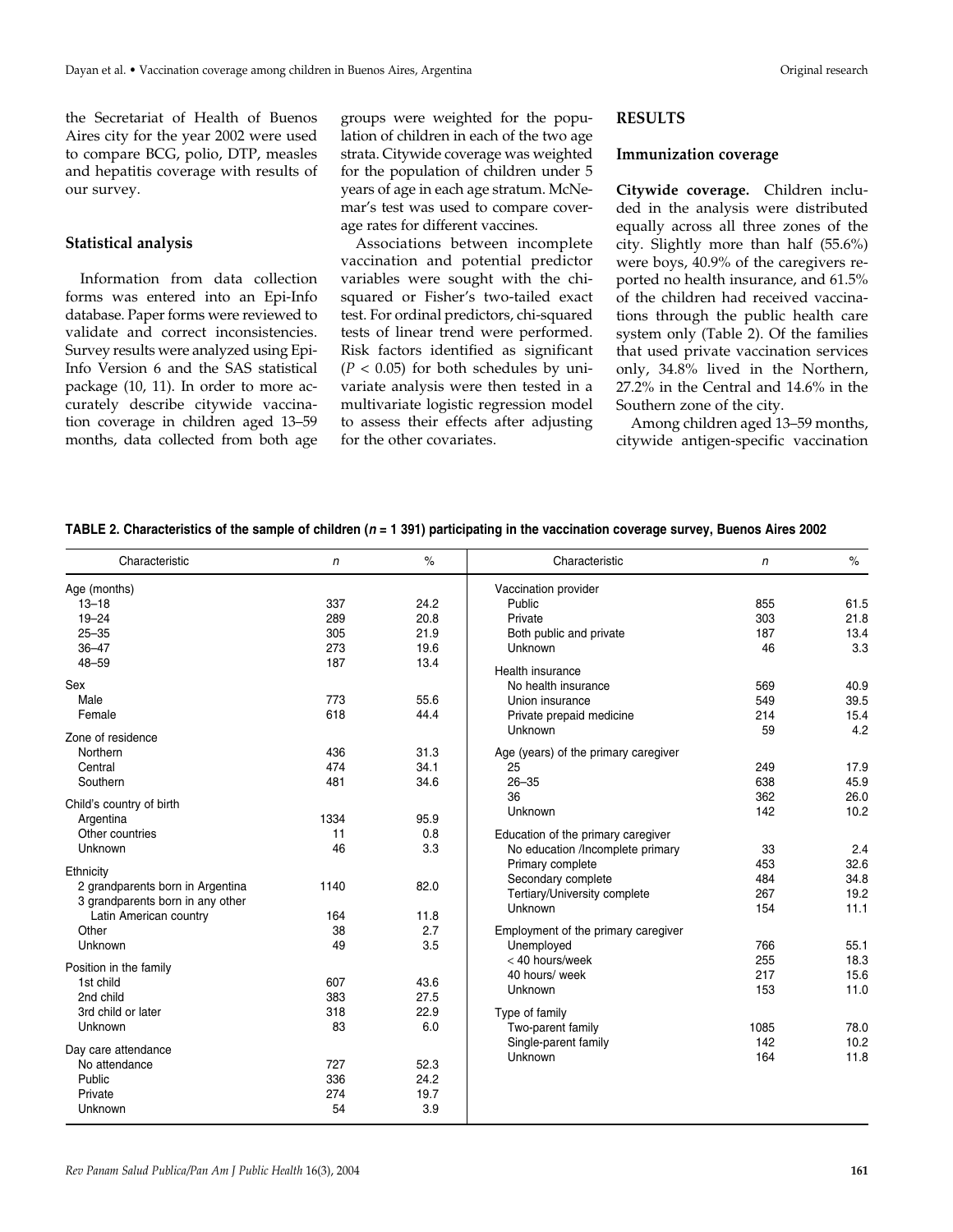the Secretariat of Health of Buenos Aires city for the year 2002 were used to compare BCG, polio, DTP, measles and hepatitis coverage with results of our survey.

### Statistical analysis

Information from data collection forms was entered into an Epi-Info database. Paper forms were reviewed to validate and correct inconsistencies. Survey results were analyzed using Epi-Info Version 6 and the SAS statistical package (10, 11). In order to more accurately describe citywide vaccination coverage in children aged 13–59 months, data collected from both age groups were weighted for the population of children in each of the two age strata. Citywide coverage was weighted for the population of children under 5 years of age in each age stratum. McNemar's test was used to compare coverage rates for different vaccines.

Associations between incomplete vaccination and potential predictor variables were sought with the chi-squared or Fisher's two-tailed exact test. For ordinal predictors, chi-squared tests of linear trend were performed. Risk factors identified as significant ($P < 0.05$) for both schedules by univariate analysis were then tested in a multivariate logistic regression model to assess their effects after adjusting for the other covariates.

## RESULTS

### Immunization coverage

**Citywide coverage.** Children included in the analysis were distributed equally across all three zones of the city. Slightly more than half (55.6%) were boys, 40.9% of the caregivers reported no health insurance, and 61.5% of the children had received vaccinations through the public health care system only (Table 2). Of the families that used private vaccination services only, 34.8% lived in the Northern, 27.2% in the Central and 14.6% in the Southern zone of the city.

Among children aged 13–59 months, citywide antigen-specific vaccination

**TABLE 2. Characteristics of the sample of children (*n* = 1 391) participating in the vaccination coverage survey, Buenos Aires 2002**

| Characteristic | *n* | % | Characteristic | *n* | % |
|---|---|---|---|---|---|
| Age (months) | | | Vaccination provider | | |
| 13–18 | 337 | 24.2 | Public | 855 | 61.5 |
| 19–24 | 289 | 20.8 | Private | 303 | 21.8 |
| 25–35 | 305 | 21.9 | Both public and private | 187 | 13.4 |
| 36–47 | 273 | 19.6 | Unknown | 46 | 3.3 |
| 48–59 | 187 | 13.4 | Health insurance | | |
| Sex | | | No health insurance | 569 | 40.9 |
| Male | 773 | 55.6 | Union insurance | 549 | 39.5 |
| Female | 618 | 44.4 | Private prepaid medicine | 214 | 15.4 |
| Zone of residence | | | Unknown | 59 | 4.2 |
| Northern | 436 | 31.3 | Age (years) of the primary caregiver | | |
| Central | 474 | 34.1 | 25 | 249 | 17.9 |
| Southern | 481 | 34.6 | 26–35 | 638 | 45.9 |
| Child's country of birth | | | 36 | 362 | 26.0 |
| Argentina | 1334 | 95.9 | Unknown | 142 | 10.2 |
| Other countries | 11 | 0.8 | Education of the primary caregiver | | |
| Unknown | 46 | 3.3 | No education /Incomplete primary | 33 | 2.4 |
| Ethnicity | | | Primary complete | 453 | 32.6 |
| 2 grandparents born in Argentina | 1140 | 82.0 | Secondary complete | 484 | 34.8 |
| 3 grandparents born in any other Latin American country | 164 | 11.8 | Tertiary/University complete | 267 | 19.2 |
| Other | 38 | 2.7 | Unknown | 154 | 11.1 |
| Unknown | 49 | 3.5 | Employment of the primary caregiver | | |
| Position in the family | | | Unemployed | 766 | 55.1 |
| 1st child | 607 | 43.6 | < 40 hours/week | 255 | 18.3 |
| 2nd child | 383 | 27.5 | 40 hours/ week | 217 | 15.6 |
| 3rd child or later | 318 | 22.9 | Unknown | 153 | 11.0 |
| Unknown | 83 | 6.0 | Type of family | | |
| Day care attendance | | | Two-parent family | 1085 | 78.0 |
| No attendance | 727 | 52.3 | Single-parent family | 142 | 10.2 |
| Public | 336 | 24.2 | Unknown | 164 | 11.8 |
| Private | 274 | 19.7 | | | |
| Unknown | 54 | 3.9 | | | |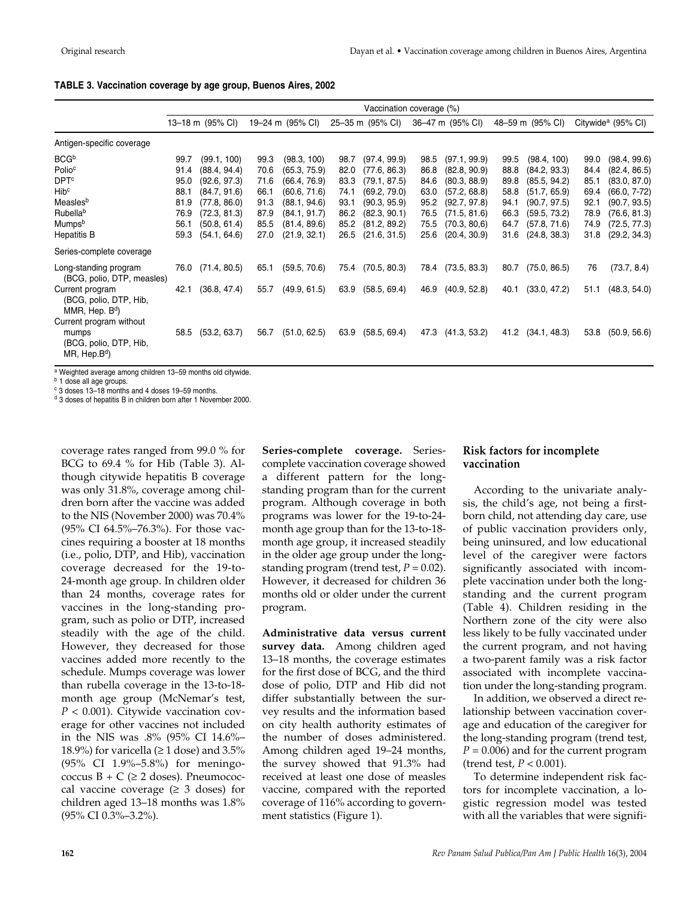**TABLE 3. Vaccination coverage by age group, Buenos Aires, 2002**

| | Vaccination coverage (%) | | | | | | | | | | | |
|---|---|---|---|---|---|---|---|---|---|---|---|---|
| | 13–18 m | (95% CI) | 19–24 m | (95% CI) | 25–35 m | (95% CI) | 36–47 m | (95% CI) | 48–59 m | (95% CI) | Citywide[a] | (95% CI) |
| **Antigen-specific coverage** | | | | | | | | | | | | |
| BCG[b] | 99.7 | (99.1, 100) | 99.3 | (98.3, 100) | 98.7 | (97.4, 99.9) | 98.5 | (97.1, 99.9) | 99.5 | (98.4, 100) | 99.0 | (98.4, 99.6) |
| Polio[c] | 91.4 | (88.4, 94.4) | 70.6 | (65.3, 75.9) | 82.0 | (77.6, 86.3) | 86.8 | (82.8, 90.9) | 88.8 | (84.2, 93.3) | 84.4 | (82.4, 86.5) |
| DPT[c] | 95.0 | (92.6, 97.3) | 71.6 | (66.4, 76.9) | 83.3 | (79.1, 87.5) | 84.6 | (80.3, 88.9) | 89.8 | (85.5, 94.2) | 85.1 | (83.0, 87.0) |
| Hib[c] | 88.1 | (84.7, 91.6) | 66.1 | (60.6, 71.6) | 74.1 | (69.2, 79.0) | 63.0 | (57.2, 68.8) | 58.8 | (51.7, 65.9) | 69.4 | (66.0, 7-72) |
| Measles[b] | 81.9 | (77.8, 86.0) | 91.3 | (88.1, 94.6) | 93.1 | (90.3, 95.9) | 95.2 | (92.7, 97.8) | 94.1 | (90.7, 97.5) | 92.1 | (90.7, 93.5) |
| Rubella[b] | 76.9 | (72.3, 81.3) | 87.9 | (84.1, 91.7) | 86.2 | (82.3, 90.1) | 76.5 | (71.5, 81.6) | 66.3 | (59.5, 73.2) | 78.9 | (76.6, 81.3) |
| Mumps[b] | 56.1 | (50.8, 61.4) | 85.5 | (81.4, 89.6) | 85.2 | (81.2, 89.2) | 75.5 | (70.3, 80,6) | 64.7 | (57.8, 71.6) | 74.9 | (72.5, 77.3) |
| Hepatitis B | 59.3 | (54.1, 64.6) | 27.0 | (21.9, 32.1) | 26.5 | (21.6, 31.5) | 25.6 | (20.4, 30.9) | 31.6 | (24.8, 38.3) | 31.8 | (29.2, 34.3) |
| **Series-complete coverage** | | | | | | | | | | | | |
| Long-standing program (BCG, polio, DTP, measles) | 76.0 | (71.4, 80.5) | 65.1 | (59.5, 70.6) | 75.4 | (70.5, 80.3) | 78.4 | (73.5, 83.3) | 80.7 | (75.0, 86.5) | 76 | (73.7, 8.4) |
| Current program (BCG, polio, DTP, Hib, MMR, Hep. B[d]) | 42.1 | (36.8, 47.4) | 55.7 | (49.9, 61.5) | 63.9 | (58.5, 69.4) | 46.9 | (40.9, 52.8) | 40.1 | (33.0, 47.2) | 51.1 | (48.3, 54.0) |
| Current program without mumps (BCG, polio, DTP, Hib, MR, Hep.B[d]) | 58.5 | (53.2, 63.7) | 56.7 | (51.0, 62.5) | 63.9 | (58.5, 69.4) | 47.3 | (41.3, 53.2) | 41.2 | (34.1, 48.3) | 53.8 | (50.9, 56.6) |

[a] Weighted average among children 13–59 months old citywide.
[b] 1 dose all age groups.
[c] 3 doses 13–18 months and 4 doses 19–59 months.
[d] 3 doses of hepatitis B in children born after 1 November 2000.

coverage rates ranged from 99.0 % for BCG to 69.4 % for Hib (Table 3). Although citywide hepatitis B coverage was only 31.8%, coverage among children born after the vaccine was added to the NIS (November 2000) was 70.4% (95% CI 64.5%–76.3%). For those vaccines requiring a booster at 18 months (i.e., polio, DTP, and Hib), vaccination coverage decreased for the 19-to-24-month age group. In children older than 24 months, coverage rates for vaccines in the long-standing program, such as polio or DTP, increased steadily with the age of the child. However, they decreased for those vaccines added more recently to the schedule. Mumps coverage was lower than rubella coverage in the 13-to-18-month age group (McNemar's test, $P < 0.001$). Citywide vaccination coverage for other vaccines not included in the NIS was .8% (95% CI 14.6%–18.9%) for varicella ($\geq$ 1 dose) and 3.5% (95% CI 1.9%–5.8%) for meningococcus B + C ($\geq$ 2 doses). Pneumococcal vaccine coverage ($\geq$ 3 doses) for children aged 13–18 months was 1.8% (95% CI 0.3%–3.2%).

**Series-complete coverage.** Series-complete vaccination coverage showed a different pattern for the long-standing program than for the current program. Although coverage in both programs was lower for the 19-to-24-month age group than for the 13-to-18-month age group, it increased steadily in the older age group under the long-standing program (trend test, $P = 0.02$). However, it decreased for children 36 months old or older under the current program.

**Administrative data versus current survey data.** Among children aged 13–18 months, the coverage estimates for the first dose of BCG, and the third dose of polio, DTP and Hib did not differ substantially between the survey results and the information based on city health authority estimates of the number of doses administered. Among children aged 19–24 months, the survey showed that 91.3% had received at least one dose of measles vaccine, compared with the reported coverage of 116% according to government statistics (Figure 1).

## Risk factors for incomplete vaccination

According to the univariate analysis, the child's age, not being a first-born child, not attending day care, use of public vaccination providers only, being uninsured, and low educational level of the caregiver were factors significantly associated with incomplete vaccination under both the long-standing and the current program (Table 4). Children residing in the Northern zone of the city were also less likely to be fully vaccinated under the current program, and not having a two-parent family was a risk factor associated with incomplete vaccination under the long-standing program.

In addition, we observed a direct relationship between vaccination coverage and education of the caregiver for the long-standing program (trend test, $P = 0.006$) and for the current program (trend test, $P < 0.001$).

To determine independent risk factors for incomplete vaccination, a logistic regression model was tested with all the variables that were signifi-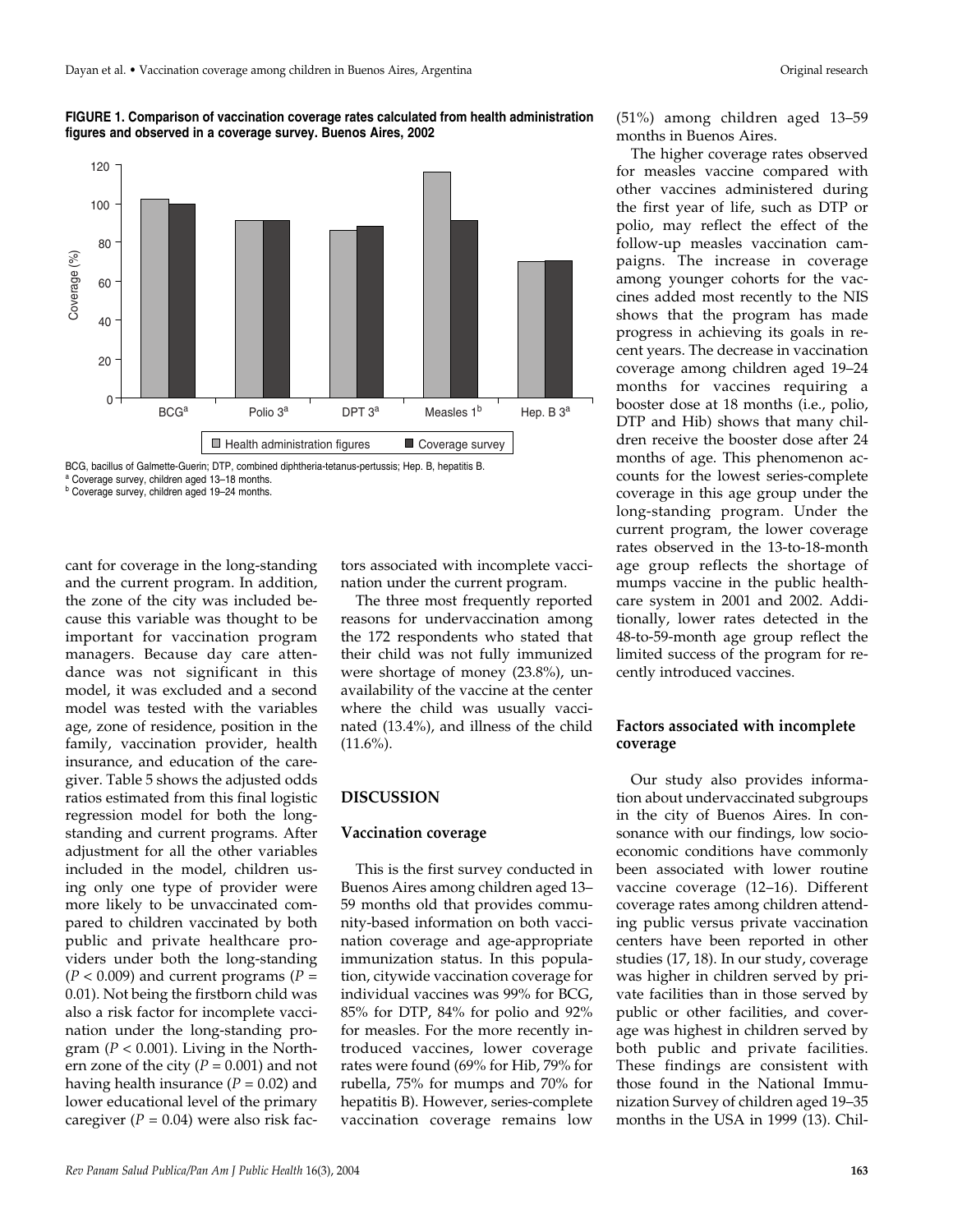**FIGURE 1. Comparison of vaccination coverage rates calculated from health administration figures and observed in a coverage survey. Buenos Aires, 2002**

BCG, bacillus of Calmette-Guerin; DTP, combined diphtheria-tetanus-pertussis; Hep. B, hepatitis B.
[a] Coverage survey, children aged 13–18 months.
[b] Coverage survey, children aged 19–24 months.

cant for coverage in the long-standing and the current program. In addition, the zone of the city was included because this variable was thought to be important for vaccination program managers. Because day care attendance was not significant in this model, it was excluded and a second model was tested with the variables age, zone of residence, position in the family, vaccination provider, health insurance, and education of the caregiver. Table 5 shows the adjusted odds ratios estimated from this final logistic regression model for both the long-standing and current programs. After adjustment for all the other variables included in the model, children using only one type of provider were more likely to be unvaccinated compared to children vaccinated by both public and private healthcare providers under both the long-standing ($P < 0.009$) and current programs ($P = 0.01$). Not being the firstborn child was also a risk factor for incomplete vaccination under the long-standing program ($P < 0.001$). Living in the Northern zone of the city ($P = 0.001$) and not having health insurance ($P = 0.02$) and lower educational level of the primary caregiver ($P = 0.04$) were also risk factors associated with incomplete vaccination under the current program.

The three most frequently reported reasons for undervaccination among the 172 respondents who stated that their child was not fully immunized were shortage of money (23.8%), unavailability of the vaccine at the center where the child was usually vaccinated (13.4%), and illness of the child (11.6%).

## DISCUSSION

### Vaccination coverage

This is the first survey conducted in Buenos Aires among children aged 13–59 months old that provides community-based information on both vaccination coverage and age-appropriate immunization status. In this population, citywide vaccination coverage for individual vaccines was 99% for BCG, 85% for DTP, 84% for polio and 92% for measles. For the more recently introduced vaccines, lower coverage rates were found (69% for Hib, 79% for rubella, 75% for mumps and 70% for hepatitis B). However, series-complete vaccination coverage remains low (51%) among children aged 13–59 months in Buenos Aires.

The higher coverage rates observed for measles vaccine compared with other vaccines administered during the first year of life, such as DTP or polio, may reflect the effect of the follow-up measles vaccination campaigns. The increase in coverage among younger cohorts for the vaccines added most recently to the NIS shows that the program has made progress in achieving its goals in recent years. The decrease in vaccination coverage among children aged 19–24 months for vaccines requiring a booster dose at 18 months (i.e., polio, DTP and Hib) shows that many children receive the booster dose after 24 months of age. This phenomenon accounts for the lowest series-complete coverage in this age group under the long-standing program. Under the current program, the lower coverage rates observed in the 13-to-18-month age group reflects the shortage of mumps vaccine in the public healthcare system in 2001 and 2002. Additionally, lower rates detected in the 48-to-59-month age group reflect the limited success of the program for recently introduced vaccines.

### Factors associated with incomplete coverage

Our study also provides information about undervaccinated subgroups in the city of Buenos Aires. In consonance with our findings, low socioeconomic conditions have commonly been associated with lower routine vaccine coverage (12–16). Different coverage rates among children attending public versus private vaccination centers have been reported in other studies (17, 18). In our study, coverage was higher in children served by private facilities than in those served by public or other facilities, and coverage was highest in children served by both public and private facilities. These findings are consistent with those found in the National Immunization Survey of children aged 19–35 months in the USA in 1999 (13). Chil-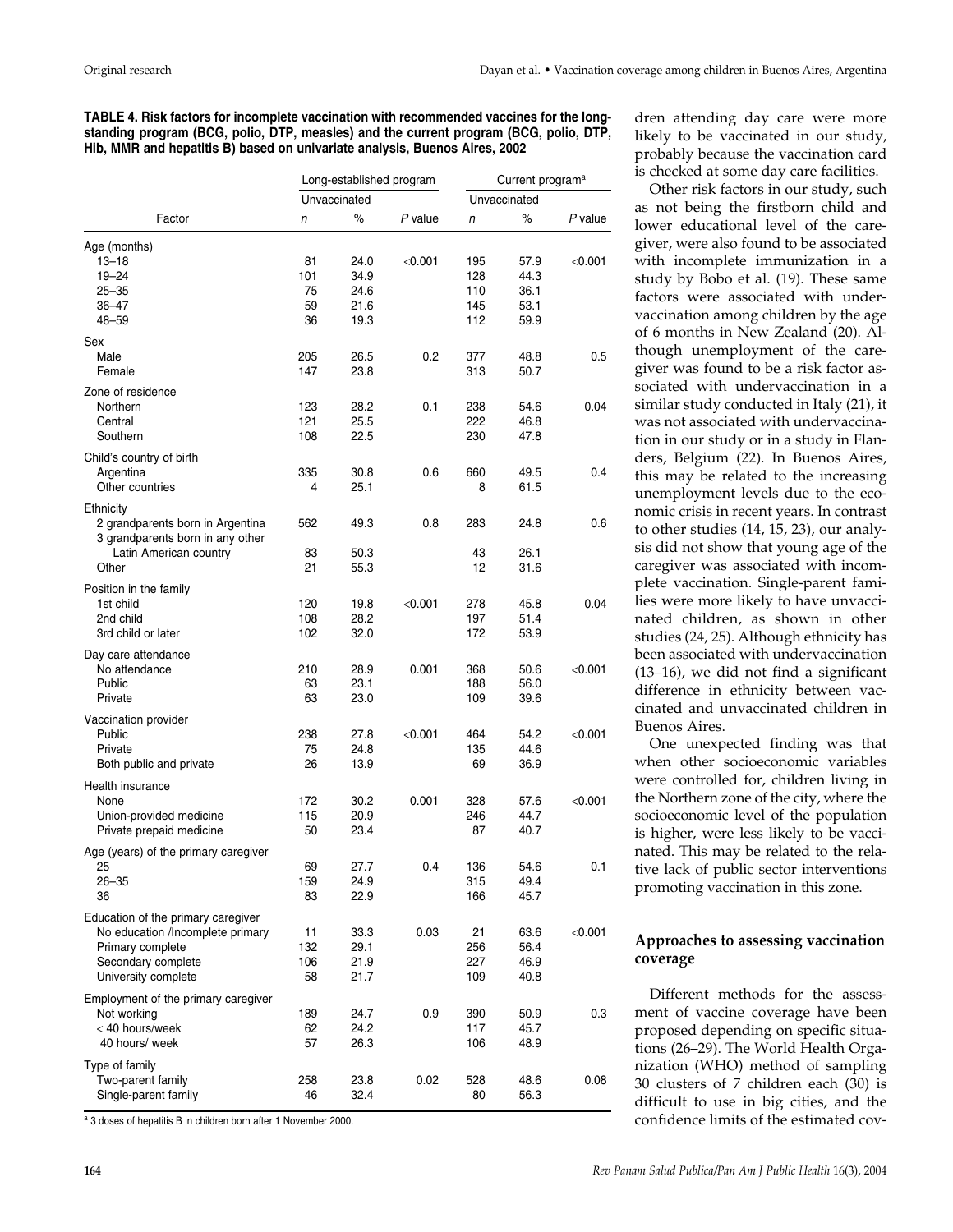**TABLE 4. Risk factors for incomplete vaccination with recommended vaccines for the long-standing program (BCG, polio, DTP, measles) and the current program (BCG, polio, DTP, Hib, MMR and hepatitis B) based on univariate analysis, Buenos Aires, 2002**

| Factor | Long-established program | | | Current program[a] | | |
|---|---|---|---|---|---|---|
| | Unvaccinated | | | Unvaccinated | | |
| | *n* | % | *P* value | *n* | % | *P* value |
| **Age (months)** | | | | | | |
| 13–18 | 81 | 24.0 | <0.001 | 195 | 57.9 | <0.001 |
| 19–24 | 101 | 34.9 | | 128 | 44.3 | |
| 25–35 | 75 | 24.6 | | 110 | 36.1 | |
| 36–47 | 59 | 21.6 | | 145 | 53.1 | |
| 48–59 | 36 | 19.3 | | 112 | 59.9 | |
| **Sex** | | | | | | |
| Male | 205 | 26.5 | 0.2 | 377 | 48.8 | 0.5 |
| Female | 147 | 23.8 | | 313 | 50.7 | |
| **Zone of residence** | | | | | | |
| Northern | 123 | 28.2 | 0.1 | 238 | 54.6 | 0.04 |
| Central | 121 | 25.5 | | 222 | 46.8 | |
| Southern | 108 | 22.5 | | 230 | 47.8 | |
| **Child's country of birth** | | | | | | |
| Argentina | 335 | 30.8 | 0.6 | 660 | 49.5 | 0.4 |
| Other countries | 4 | 25.1 | | 8 | 61.5 | |
| **Ethnicity** | | | | | | |
| 2 grandparents born in Argentina | 562 | 49.3 | 0.8 | 283 | 24.8 | 0.6 |
| 3 grandparents born in any other Latin American country | 83 | 50.3 | | 43 | 26.1 | |
| Other | 21 | 55.3 | | 12 | 31.6 | |
| **Position in the family** | | | | | | |
| 1st child | 120 | 19.8 | <0.001 | 278 | 45.8 | 0.04 |
| 2nd child | 108 | 28.2 | | 197 | 51.4 | |
| 3rd child or later | 102 | 32.0 | | 172 | 53.9 | |
| **Day care attendance** | | | | | | |
| No attendance | 210 | 28.9 | 0.001 | 368 | 50.6 | <0.001 |
| Public | 63 | 23.1 | | 188 | 56.0 | |
| Private | 63 | 23.0 | | 109 | 39.6 | |
| **Vaccination provider** | | | | | | |
| Public | 238 | 27.8 | <0.001 | 464 | 54.2 | <0.001 |
| Private | 75 | 24.8 | | 135 | 44.6 | |
| Both public and private | 26 | 13.9 | | 69 | 36.9 | |
| **Health insurance** | | | | | | |
| None | 172 | 30.2 | 0.001 | 328 | 57.6 | <0.001 |
| Union-provided medicine | 115 | 20.9 | | 246 | 44.7 | |
| Private prepaid medicine | 50 | 23.4 | | 87 | 40.7 | |
| **Age (years) of the primary caregiver** | | | | | | |
| 25 | 69 | 27.7 | 0.4 | 136 | 54.6 | 0.1 |
| 26–35 | 159 | 24.9 | | 315 | 49.4 | |
| 36 | 83 | 22.9 | | 166 | 45.7 | |
| **Education of the primary caregiver** | | | | | | |
| No education /Incomplete primary | 11 | 33.3 | 0.03 | 21 | 63.6 | <0.001 |
| Primary complete | 132 | 29.1 | | 256 | 56.4 | |
| Secondary complete | 106 | 21.9 | | 227 | 46.9 | |
| University complete | 58 | 21.7 | | 109 | 40.8 | |
| **Employment of the primary caregiver** | | | | | | |
| Not working | 189 | 24.7 | 0.9 | 390 | 50.9 | 0.3 |
| < 40 hours/week | 62 | 24.2 | | 117 | 45.7 | |
| 40 hours/ week | 57 | 26.3 | | 106 | 48.9 | |
| **Type of family** | | | | | | |
| Two-parent family | 258 | 23.8 | 0.02 | 528 | 48.6 | 0.08 |
| Single-parent family | 46 | 32.4 | | 80 | 56.3 | |

[a] 3 doses of hepatitis B in children born after 1 November 2000.

dren attending day care were more likely to be vaccinated in our study, probably because the vaccination card is checked at some day care facilities.

Other risk factors in our study, such as not being the firstborn child and lower educational level of the caregiver, were also found to be associated with incomplete immunization in a study by Bobo et al. (19). These same factors were associated with undervaccination among children by the age of 6 months in New Zealand (20). Although unemployment of the caregiver was found to be a risk factor associated with undervaccination in a similar study conducted in Italy (21), it was not associated with undervaccination in our study or in a study in Flanders, Belgium (22). In Buenos Aires, this may be related to the increasing unemployment levels due to the economic crisis in recent years. In contrast to other studies (14, 15, 23), our analysis did not show that young age of the caregiver was associated with incomplete vaccination. Single-parent families were more likely to have unvaccinated children, as shown in other studies (24, 25). Although ethnicity has been associated with undervaccination (13–16), we did not find a significant difference in ethnicity between vaccinated and unvaccinated children in Buenos Aires.

One unexpected finding was that when other socioeconomic variables were controlled for, children living in the Northern zone of the city, where the socioeconomic level of the population is higher, were less likely to be vaccinated. This may be related to the relative lack of public sector interventions promoting vaccination in this zone.

## Approaches to assessing vaccination coverage

Different methods for the assessment of vaccine coverage have been proposed depending on specific situations (26–29). The World Health Organization (WHO) method of sampling 30 clusters of 7 children each (30) is difficult to use in big cities, and the confidence limits of the estimated cov-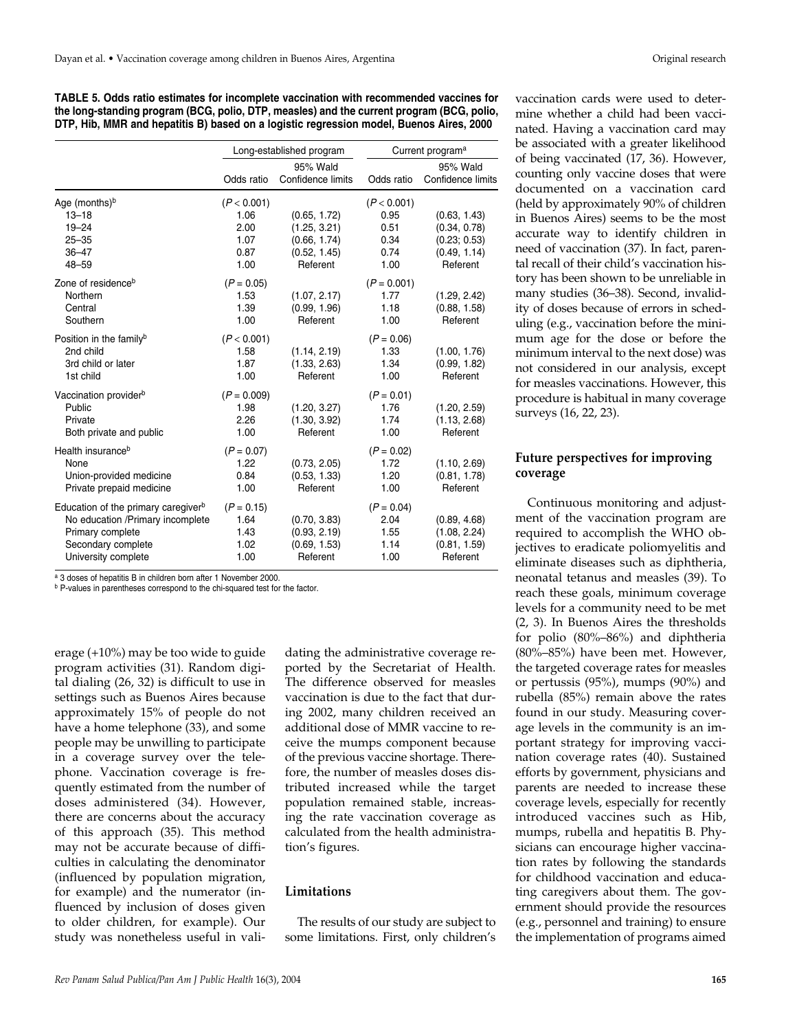**TABLE 5. Odds ratio estimates for incomplete vaccination with recommended vaccines for the long-standing program (BCG, polio, DTP, measles) and the current program (BCG, polio, DTP, Hib, MMR and hepatitis B) based on a logistic regression model, Buenos Aires, 2000**

| | Long-established program | | Current program[a] | |
|---|---|---|---|---|
| | Odds ratio | 95% Wald Confidence limits | Odds ratio | 95% Wald Confidence limits |
| Age (months)[b] | ($P < 0.001$) | | ($P < 0.001$) | |
| 13–18 | 1.06 | (0.65, 1.72) | 0.95 | (0.63, 1.43) |
| 19–24 | 2.00 | (1.25, 3.21) | 0.51 | (0.34, 0.78) |
| 25–35 | 1.07 | (0.66, 1.74) | 0.34 | (0.23; 0.53) |
| 36–47 | 0.87 | (0.52, 1.45) | 0.74 | (0.49, 1.14) |
| 48–59 | 1.00 | Referent | 1.00 | Referent |
| Zone of residence[b] | ($P = 0.05$) | | ($P = 0.001$) | |
| Northern | 1.53 | (1.07, 2.17) | 1.77 | (1.29, 2.42) |
| Central | 1.39 | (0.99, 1.96) | 1.18 | (0.88, 1.58) |
| Southern | 1.00 | Referent | 1.00 | Referent |
| Position in the family[b] | ($P < 0.001$) | | ($P = 0.06$) | |
| 2nd child | 1.58 | (1.14, 2.19) | 1.33 | (1.00, 1.76) |
| 3rd child or later | 1.87 | (1.33, 2.63) | 1.34 | (0.99, 1.82) |
| 1st child | 1.00 | Referent | 1.00 | Referent |
| Vaccination provider[b] | ($P = 0.009$) | | ($P = 0.01$) | |
| Public | 1.98 | (1.20, 3.27) | 1.76 | (1.20, 2.59) |
| Private | 2.26 | (1.30, 3.92) | 1.74 | (1.13, 2.68) |
| Both private and public | 1.00 | Referent | 1.00 | Referent |
| Health insurance[b] | ($P = 0.07$) | | ($P = 0.02$) | |
| None | 1.22 | (0.73, 2.05) | 1.72 | (1.10, 2.69) |
| Union-provided medicine | 0.84 | (0.53, 1.33) | 1.20 | (0.81, 1.78) |
| Private prepaid medicine | 1.00 | Referent | 1.00 | Referent |
| Education of the primary caregiver[b] | ($P = 0.15$) | | ($P = 0.04$) | |
| No education /Primary incomplete | 1.64 | (0.70, 3.83) | 2.04 | (0.89, 4.68) |
| Primary complete | 1.43 | (0.93, 2.19) | 1.55 | (1.08, 2.24) |
| Secondary complete | 1.02 | (0.69, 1.53) | 1.14 | (0.81, 1.59) |
| University complete | 1.00 | Referent | 1.00 | Referent |

[a] 3 doses of hepatitis B in children born after 1 November 2000.
[b] P-values in parentheses correspond to the chi-squared test for the factor.

erage (+10%) may be too wide to guide program activities (31). Random digital dialing (26, 32) is difficult to use in settings such as Buenos Aires because approximately 15% of people do not have a home telephone (33), and some people may be unwilling to participate in a coverage survey over the telephone. Vaccination coverage is frequently estimated from the number of doses administered (34). However, there are concerns about the accuracy of this approach (35). This method may not be accurate because of difficulties in calculating the denominator (influenced by population migration, for example) and the numerator (influenced by inclusion of doses given to older children, for example). Our study was nonetheless useful in validating the administrative coverage reported by the Secretariat of Health. The difference observed for measles vaccination is due to the fact that during 2002, many children received an additional dose of MMR vaccine to receive the mumps component because of the previous vaccine shortage. Therefore, the number of measles doses distributed increased while the target population remained stable, increasing the rate vaccination coverage as calculated from the health administration's figures.

### Limitations

The results of our study are subject to some limitations. First, only children's vaccination cards were used to determine whether a child had been vaccinated. Having a vaccination card may be associated with a greater likelihood of being vaccinated (17, 36). However, counting only vaccine doses that were documented on a vaccination card (held by approximately 90% of children in Buenos Aires) seems to be the most accurate way to identify children in need of vaccination (37). In fact, parental recall of their child's vaccination history has been shown to be unreliable in many studies (36–38). Second, invalidity of doses because of errors in scheduling (e.g., vaccination before the minimum age for the dose or before the minimum interval to the next dose) was not considered in our analysis, except for measles vaccinations. However, this procedure is habitual in many coverage surveys (16, 22, 23).

### Future perspectives for improving coverage

Continuous monitoring and adjustment of the vaccination program are required to accomplish the WHO objectives to eradicate poliomyelitis and eliminate diseases such as diphtheria, neonatal tetanus and measles (39). To reach these goals, minimum coverage levels for a community need to be met (2, 3). In Buenos Aires the thresholds for polio (80%–86%) and diphtheria (80%–85%) have been met. However, the targeted coverage rates for measles or pertussis (95%), mumps (90%) and rubella (85%) remain above the rates found in our study. Measuring coverage levels in the community is an important strategy for improving vaccination coverage rates (40). Sustained efforts by government, physicians and parents are needed to increase these coverage levels, especially for recently introduced vaccines such as Hib, mumps, rubella and hepatitis B. Physicians can encourage higher vaccination rates by following the standards for childhood vaccination and educating caregivers about them. The government should provide the resources (e.g., personnel and training) to ensure the implementation of programs aimed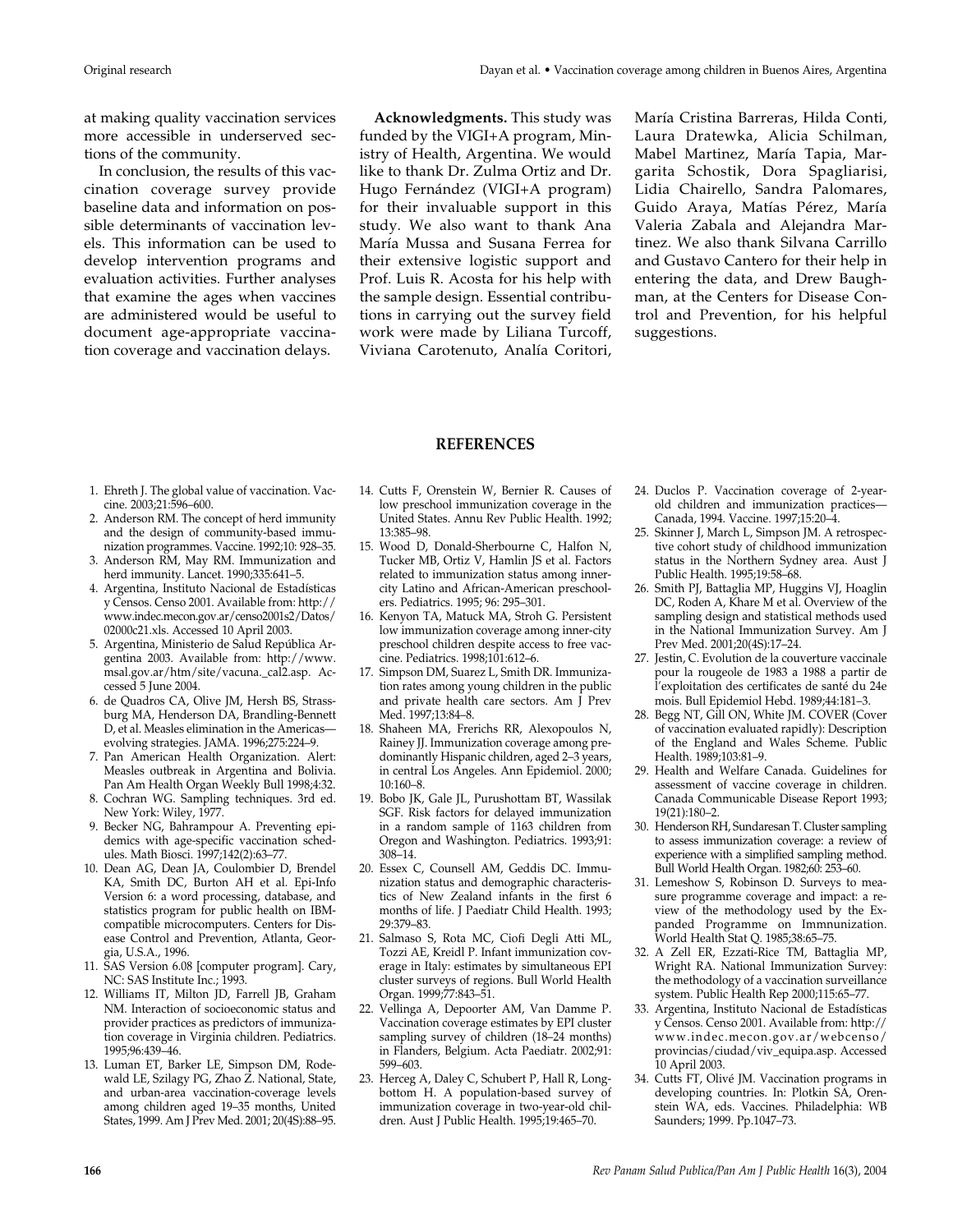at making quality vaccination services more accessible in underserved sections of the community.

In conclusion, the results of this vaccination coverage survey provide baseline data and information on possible determinants of vaccination levels. This information can be used to develop intervention programs and evaluation activities. Further analyses that examine the ages when vaccines are administered would be useful to document age-appropriate vaccination coverage and vaccination delays.

**Acknowledgments.** This study was funded by the VIGI+A program, Ministry of Health, Argentina. We would like to thank Dr. Zulma Ortiz and Dr. Hugo Fernández (VIGI+A program) for their invaluable support in this study. We also want to thank Ana María Mussa and Susana Ferrea for their extensive logistic support and Prof. Luis R. Acosta for his help with the sample design. Essential contributions in carrying out the survey field work were made by Liliana Turcoff, Viviana Carotenuto, Analía Coritori, María Cristina Barreras, Hilda Conti, Laura Dratewka, Alicia Schilman, Mabel Martinez, María Tapia, Margarita Schostik, Dora Spagliarisi, Lidia Chairello, Sandra Palomares, Guido Araya, Matías Pérez, María Valeria Zabala and Alejandra Martinez. We also thank Silvana Carrillo and Gustavo Cantero for their help in entering the data, and Drew Baughman, at the Centers for Disease Control and Prevention, for his helpful suggestions.

## REFERENCES

1. Ehreth J. The global value of vaccination. Vaccine. 2003;21:596–600.
2. Anderson RM. The concept of herd immunity and the design of community-based immunization programmes. Vaccine. 1992;10: 928–35.
3. Anderson RM, May RM. Immunization and herd immunity. Lancet. 1990;335:641–5.
4. Argentina, Instituto Nacional de Estadísticas y Censos. Censo 2001. Available from: http://www.indec.mecon.gov.ar/censo2001s2/Datos/02000c21.xls. Accessed 10 April 2003.
5. Argentina, Ministerio de Salud República Argentina 2003. Available from: http://www.msal.gov.ar/htm/site/vacuna._cal2.asp. Accessed 5 June 2004.
6. de Quadros CA, Olive JM, Hersh BS, Strassburg MA, Henderson DA, Brandling-Bennett D, et al. Measles elimination in the Americas—evolving strategies. JAMA. 1996;275:224–9.
7. Pan American Health Organization. Alert: Measles outbreak in Argentina and Bolivia. Pan Am Health Organ Weekly Bull 1998;4:32.
8. Cochran WG. Sampling techniques. 3rd ed. New York: Wiley, 1977.
9. Becker NG, Bahrampour A. Preventing epidemics with age-specific vaccination schedules. Math Biosci. 1997;142(2):63–77.
10. Dean AG, Dean JA, Coulombier D, Brendel KA, Smith DC, Burton AH et al. Epi-Info Version 6: a word processing, database, and statistics program for public health on IBM-compatible microcomputers. Centers for Disease Control and Prevention, Atlanta, Georgia, U.S.A., 1996.
11. SAS Version 6.08 [computer program]. Cary, NC: SAS Institute Inc.; 1993.
12. Williams IT, Milton JD, Farrell JB, Graham NM. Interaction of socioeconomic status and provider practices as predictors of immunization coverage in Virginia children. Pediatrics. 1995;96:439–46.
13. Luman ET, Barker LE, Simpson DM, Rodewald LE, Szilagy PG, Zhao Z. National, State, and urban-area vaccination-coverage levels among children aged 19–35 months, United States, 1999. Am J Prev Med. 2001; 20(4S):88–95.
14. Cutts F, Orenstein W, Bernier R. Causes of low preschool immunization coverage in the United States. Annu Rev Public Health. 1992; 13:385–98.
15. Wood D, Donald-Sherbourne C, Halfon N, Tucker MB, Ortiz V, Hamlin JS et al. Factors related to immunization status among inner-city Latino and African-American preschoolers. Pediatrics. 1995; 96: 295–301.
16. Kenyon TA, Matuck MA, Stroh G. Persistent low immunization coverage among inner-city preschool children despite access to free vaccine. Pediatrics. 1998;101:612–6.
17. Simpson DM, Suarez L, Smith DR. Immunization rates among young children in the public and private health care sectors. Am J Prev Med. 1997;13:84–8.
18. Shaheen MA, Frerichs RR, Alexopoulos N, Rainey JJ. Immunization coverage among predominantly Hispanic children, aged 2–3 years, in central Los Angeles. Ann Epidemiol. 2000; 10:160–8.
19. Bobo JK, Gale JL, Purushottam BT, Wassilak SGF. Risk factors for delayed immunization in a random sample of 1163 children from Oregon and Washington. Pediatrics. 1993;91: 308–14.
20. Essex C, Counsell AM, Geddis DC. Immunization status and demographic characteristics of New Zealand infants in the first 6 months of life. J Paediatr Child Health. 1993; 29:379–83.
21. Salmaso S, Rota MC, Ciofi Degli Atti ML, Tozzi AE, Kreidl P. Infant immunization coverage in Italy: estimates by simultaneous EPI cluster surveys of regions. Bull World Health Organ. 1999;77:843–51.
22. Vellinga A, Depoorter AM, Van Damme P. Vaccination coverage estimates by EPI cluster sampling survey of children (18–24 months) in Flanders, Belgium. Acta Paediatr. 2002;91: 599–603.
23. Herceg A, Daley C, Schubert P, Hall R, Longbottom H. A population-based survey of immunization coverage in two-year-old children. Aust J Public Health. 1995;19:465–70.
24. Duclos P. Vaccination coverage of 2-year-old children and immunization practices—Canada, 1994. Vaccine. 1997;15:20–4.
25. Skinner J, March L, Simpson JM. A retrospective cohort study of childhood immunization status in the Northern Sydney area. Aust J Public Health. 1995;19:58–68.
26. Smith PJ, Battaglia MP, Huggins VJ, Hoaglin DC, Roden A, Khare M et al. Overview of the sampling design and statistical methods used in the National Immunization Survey. Am J Prev Med. 2001;20(4S):17–24.
27. Jestin, C. Evolution de la couverture vaccinale pour la rougeole de 1983 a 1988 a partir de l'exploitation des certificates de santé du 24e mois. Bull Epidemiol Hebd. 1989;44:181–3.
28. Begg NT, Gill ON, White JM. COVER (Cover of vaccination evaluated rapidly): Description of the England and Wales Scheme. Public Health. 1989;103:81–9.
29. Health and Welfare Canada. Guidelines for assessment of vaccine coverage in children. Canada Communicable Disease Report 1993; 19(21):180–2.
30. Henderson RH, Sundaresan T. Cluster sampling to assess immunization coverage: a review of experience with a simplified sampling method. Bull World Health Organ. 1982;60: 253–60.
31. Lemeshow S, Robinson D. Surveys to measure programme coverage and impact: a review of the methodology used by the Expanded Programme on Immnunization. World Health Stat Q. 1985;38:65–75.
32. A Zell ER, Ezzati-Rice TM, Battaglia MP, Wright RA. National Immunization Survey: the methodology of a vaccination surveillance system. Public Health Rep 2000;115:65–77.
33. Argentina, Instituto Nacional de Estadísticas y Censos. Censo 2001. Available from: http://www.indec.mecon.gov.ar/webcenso/provincias/ciudad/viv_equipa.asp. Accessed 10 April 2003.
34. Cutts FT, Olivé JM. Vaccination programs in developing countries. In: Plotkin SA, Orenstein WA, eds. Vaccines. Philadelphia: WB Saunders; 1999. Pp.1047–73.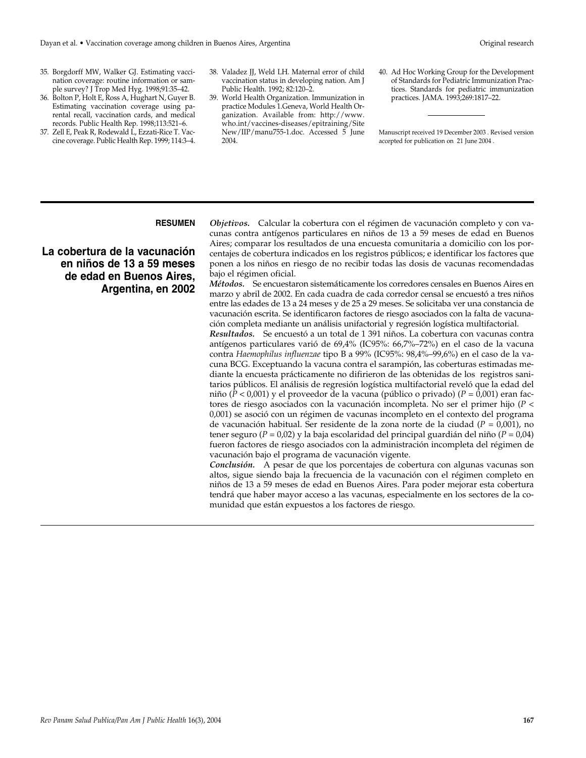35. Borgdorff MW, Walker GJ. Estimating vaccination coverage: routine information or sample survey? J Trop Med Hyg. 1998;91:35–42.
36. Bolton P, Holt E, Ross A, Hughart N, Guyer B. Estimating vaccination coverage using parental recall, vaccination cards, and medical records. Public Health Rep. 1998;113:521–6.
37. Zell E, Peak R, Rodewald L, Ezzati-Rice T. Vaccine coverage. Public Health Rep. 1999; 114:3–4.
38. Valadez JJ, Weld LH. Maternal error of child vaccination status in developing nation. Am J Public Health. 1992; 82:120–2.
39. World Health Organization. Immunization in practice Modules 1.Geneva, World Health Organization. Available from: http://www.who.int/vaccines-diseases/epitraining/SiteNew/IIP/manu755-1.doc. Accessed 5 June 2004.
40. Ad Hoc Working Group for the Development of Standards for Pediatric Immunization Practices. Standards for pediatric immunization practices. JAMA. 1993;269:1817–22.

Manuscript received 19 December 2003 . Revised version accepted for publication on 21 June 2004 .

---

**RESUMEN**

## La cobertura de la vacunación en niños de 13 a 59 meses de edad en Buenos Aires, Argentina, en 2002

***Objetivos.*** Calcular la cobertura con el régimen de vacunación completo y con vacunas contra antígenos particulares en niños de 13 a 59 meses de edad en Buenos Aires; comparar los resultados de una encuesta comunitaria a domicilio con los porcentajes de cobertura indicados en los registros públicos; e identificar los factores que ponen a los niños en riesgo de no recibir todas las dosis de vacunas recomendadas bajo el régimen oficial.

***Métodos.*** Se encuestaron sistemáticamente los corredores censales en Buenos Aires en marzo y abril de 2002. En cada cuadra de cada corredor censal se encuestó a tres niños entre las edades de 13 a 24 meses y de 25 a 29 meses. Se solicitaba ver una constancia de vacunación escrita. Se identificaron factores de riesgo asociados con la falta de vacunación completa mediante un análisis unifactorial y regresión logística multifactorial.

***Resultados.*** Se encuestó a un total de 1 391 niños. La cobertura con vacunas contra antígenos particulares varió de 69,4% (IC95%: 66,7%–72%) en el caso de la vacuna contra *Haemophilus influenzae* tipo B a 99% (IC95%: 98,4%–99,6%) en el caso de la vacuna BCG. Exceptuando la vacuna contra el sarampión, las coberturas estimadas mediante la encuesta prácticamente no difirieron de las obtenidas de los registros sanitarios públicos. El análisis de regresión logística multifactorial reveló que la edad del niño ($P < 0{,}001$) y el proveedor de la vacuna (público o privado) ($P = 0{,}001$) eran factores de riesgo asociados con la vacunación incompleta. No ser el primer hijo ($P < 0{,}001$) se asoció con un régimen de vacunas incompleto en el contexto del programa de vacunación habitual. Ser residente de la zona norte de la ciudad ($P = 0{,}001$), no tener seguro ($P = 0{,}02$) y la baja escolaridad del principal guardián del niño ($P = 0{,}04$) fueron factores de riesgo asociados con la administración incompleta del régimen de vacunación bajo el programa de vacunación vigente.

***Conclusión.*** A pesar de que los porcentajes de cobertura con algunas vacunas son altos, sigue siendo baja la frecuencia de la vacunación con el régimen completo en niños de 13 a 59 meses de edad en Buenos Aires. Para poder mejorar esta cobertura tendrá que haber mayor acceso a las vacunas, especialmente en los sectores de la comunidad que están expuestos a los factores de riesgo.